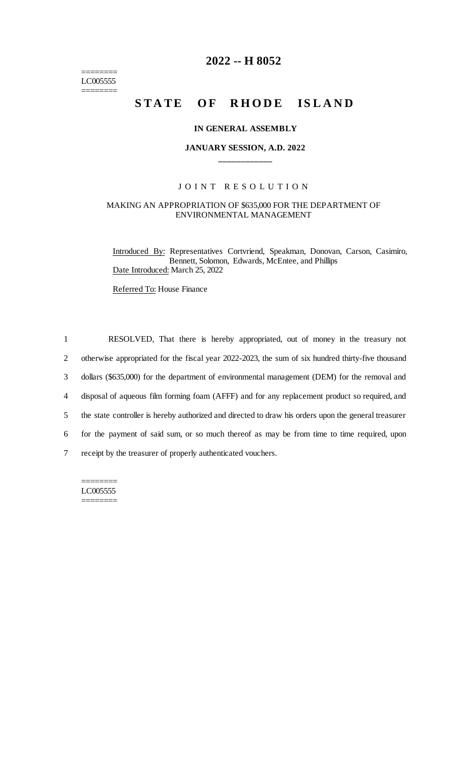========
LC005555
========

# 2022 -- H 8052

## STATE OF RHODE ISLAND

**IN GENERAL ASSEMBLY**

**JANUARY SESSION, A.D. 2022**

\_\_\_\_\_\_\_\_\_\_\_\_

J O I N T R E S O L U T I O N

MAKING AN APPROPRIATION OF $635,000 FOR THE DEPARTMENT OF ENVIRONMENTAL MANAGEMENT

Introduced By: Representatives Cortvriend, Speakman, Donovan, Carson, Casimiro, Bennett, Solomon, Edwards, McEntee, and Phillips

Date Introduced: March 25, 2022

Referred To: House Finance

1 RESOLVED, That there is hereby appropriated, out of money in the treasury not
2 otherwise appropriated for the fiscal year 2022-2023, the sum of six hundred thirty-five thousand
3 dollars ($635,000) for the department of environmental management (DEM) for the removal and
4 disposal of aqueous film forming foam (AFFF) and for any replacement product so required, and
5 the state controller is hereby authorized and directed to draw his orders upon the general treasurer
6 for the payment of said sum, or so much thereof as may be from time to time required, upon
7 receipt by the treasurer of properly authenticated vouchers.

========
LC005555
========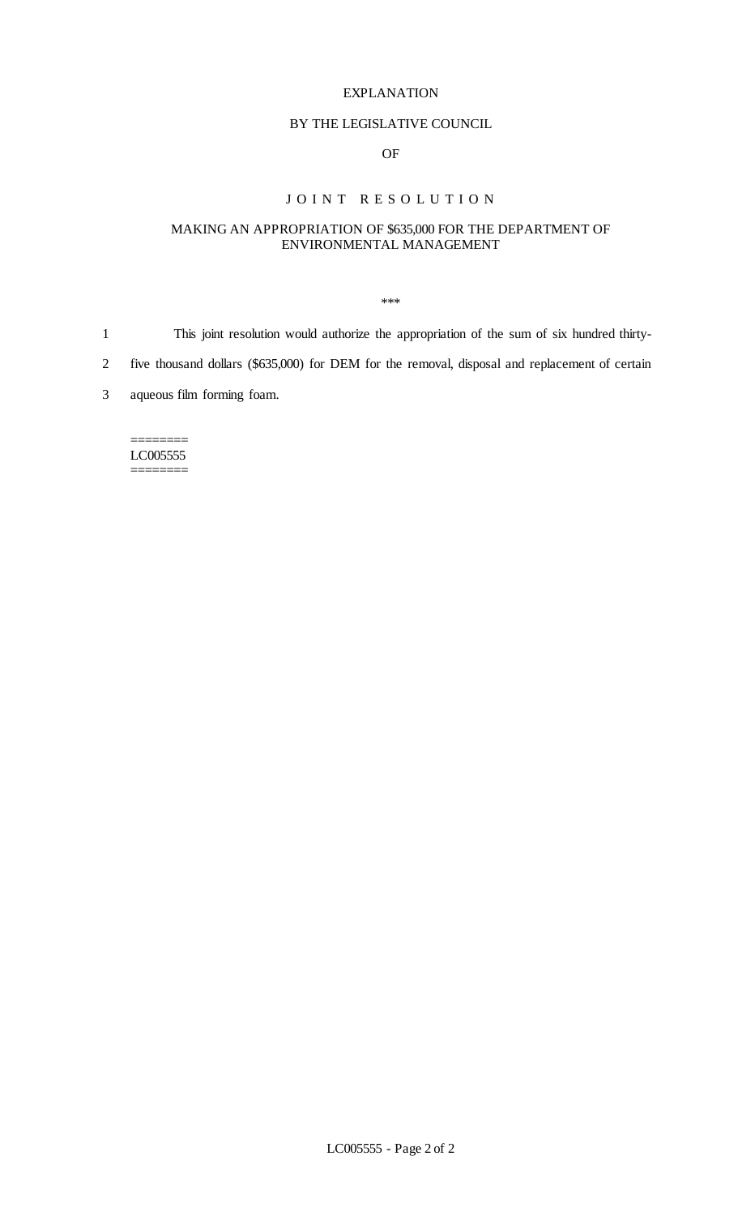EXPLANATION

BY THE LEGISLATIVE COUNCIL

OF

# J O I N T R E S O L U T I O N

## MAKING AN APPROPRIATION OF $635,000 FOR THE DEPARTMENT OF ENVIRONMENTAL MANAGEMENT

***

This joint resolution would authorize the appropriation of the sum of six hundred thirty-five thousand dollars ($635,000) for DEM for the removal, disposal and replacement of certain aqueous film forming foam.

========
LC005555
========